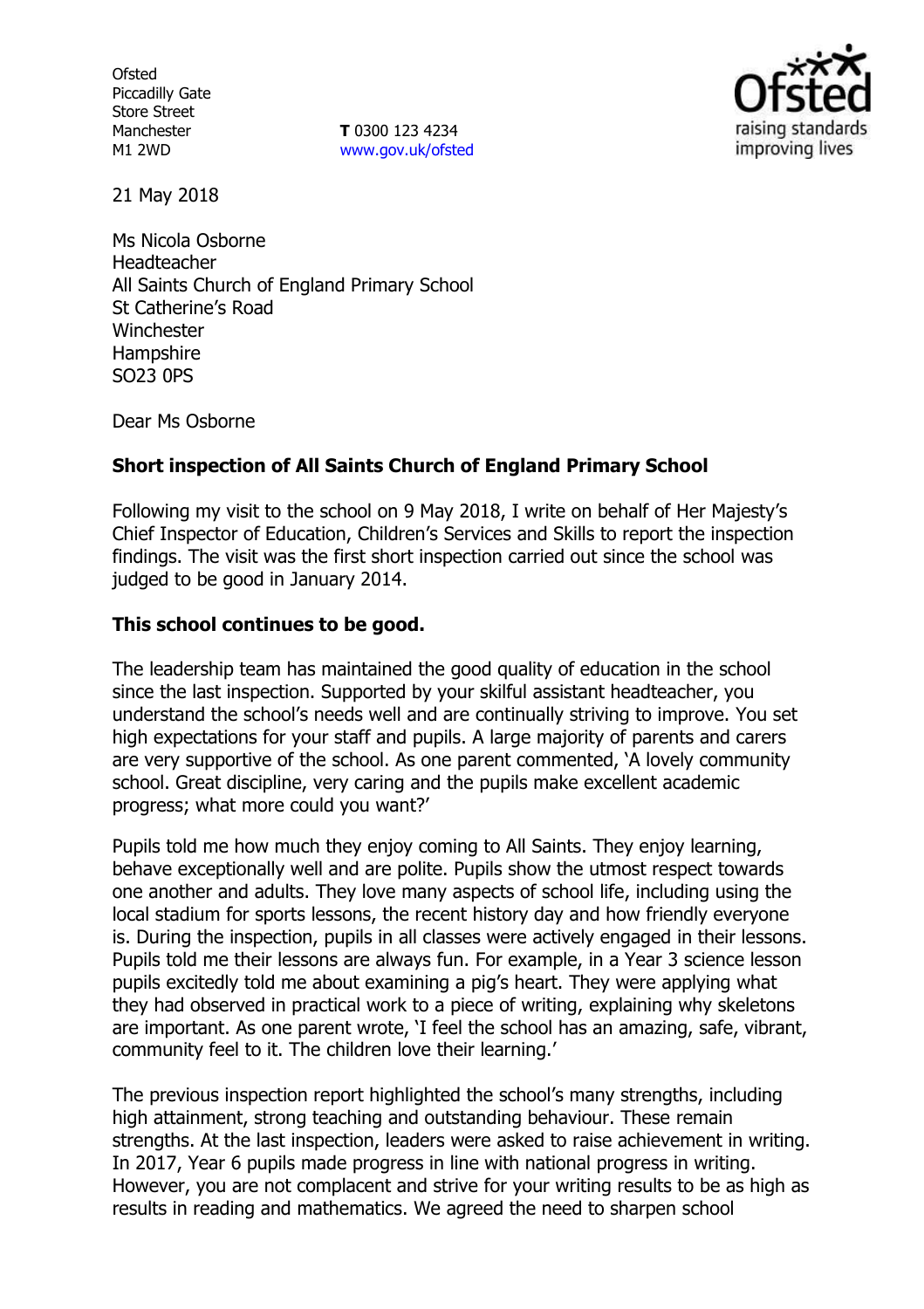Ofsted
Piccadilly Gate
Store Street
Manchester
M1 2WD

**T** 0300 123 4234
www.gov.uk/ofsted

21 May 2018

Ms Nicola Osborne
Headteacher
All Saints Church of England Primary School
St Catherine's Road
Winchester
Hampshire
SO23 0PS

Dear Ms Osborne

**Short inspection of All Saints Church of England Primary School**

Following my visit to the school on 9 May 2018, I write on behalf of Her Majesty's Chief Inspector of Education, Children's Services and Skills to report the inspection findings. The visit was the first short inspection carried out since the school was judged to be good in January 2014.

**This school continues to be good.**

The leadership team has maintained the good quality of education in the school since the last inspection. Supported by your skilful assistant headteacher, you understand the school's needs well and are continually striving to improve. You set high expectations for your staff and pupils. A large majority of parents and carers are very supportive of the school. As one parent commented, 'A lovely community school. Great discipline, very caring and the pupils make excellent academic progress; what more could you want?'

Pupils told me how much they enjoy coming to All Saints. They enjoy learning, behave exceptionally well and are polite. Pupils show the utmost respect towards one another and adults. They love many aspects of school life, including using the local stadium for sports lessons, the recent history day and how friendly everyone is. During the inspection, pupils in all classes were actively engaged in their lessons. Pupils told me their lessons are always fun. For example, in a Year 3 science lesson pupils excitedly told me about examining a pig's heart. They were applying what they had observed in practical work to a piece of writing, explaining why skeletons are important. As one parent wrote, 'I feel the school has an amazing, safe, vibrant, community feel to it. The children love their learning.'

The previous inspection report highlighted the school's many strengths, including high attainment, strong teaching and outstanding behaviour. These remain strengths. At the last inspection, leaders were asked to raise achievement in writing. In 2017, Year 6 pupils made progress in line with national progress in writing. However, you are not complacent and strive for your writing results to be as high as results in reading and mathematics. We agreed the need to sharpen school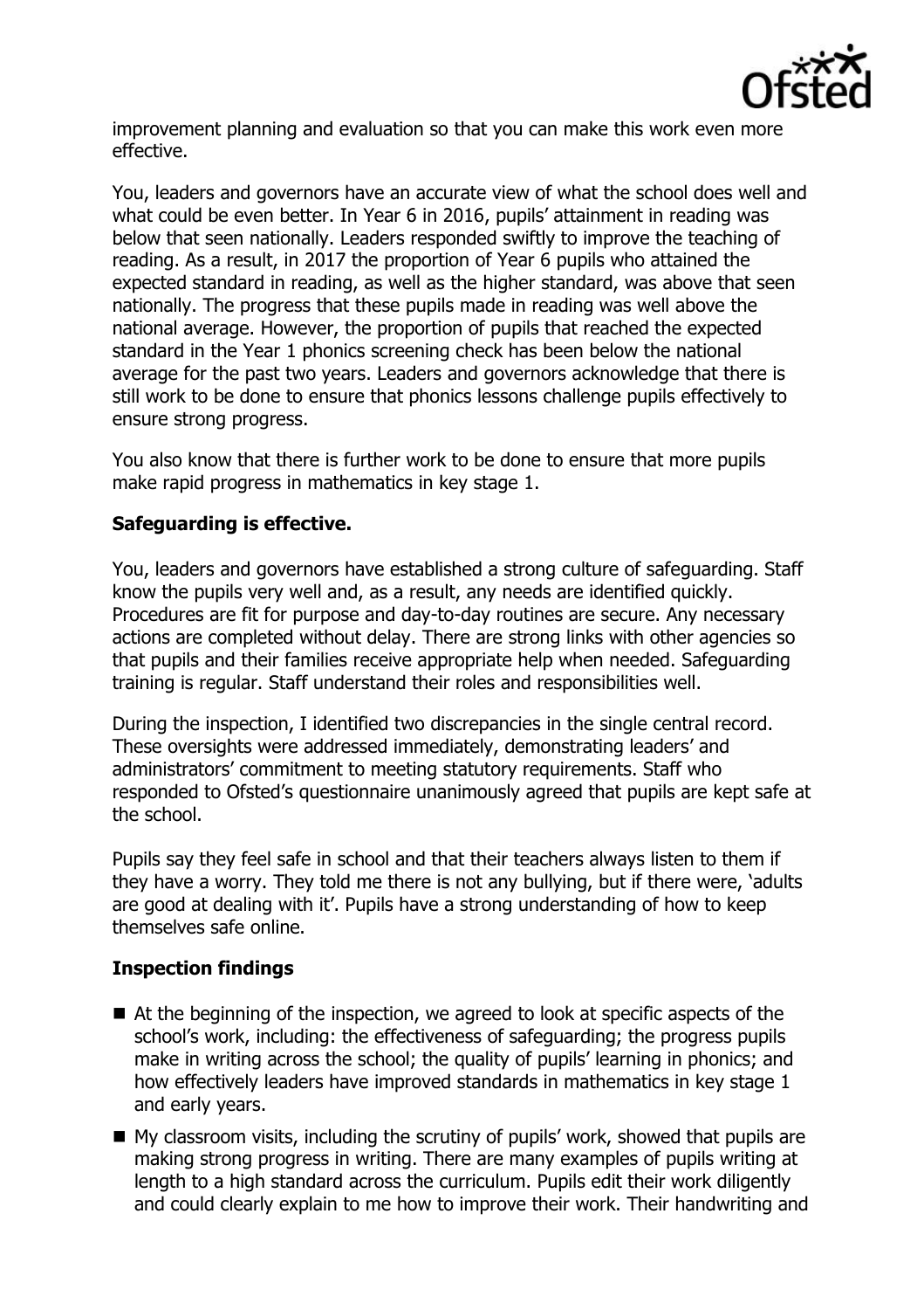improvement planning and evaluation so that you can make this work even more effective.

You, leaders and governors have an accurate view of what the school does well and what could be even better. In Year 6 in 2016, pupils' attainment in reading was below that seen nationally. Leaders responded swiftly to improve the teaching of reading. As a result, in 2017 the proportion of Year 6 pupils who attained the expected standard in reading, as well as the higher standard, was above that seen nationally. The progress that these pupils made in reading was well above the national average. However, the proportion of pupils that reached the expected standard in the Year 1 phonics screening check has been below the national average for the past two years. Leaders and governors acknowledge that there is still work to be done to ensure that phonics lessons challenge pupils effectively to ensure strong progress.

You also know that there is further work to be done to ensure that more pupils make rapid progress in mathematics in key stage 1.

**Safeguarding is effective.**

You, leaders and governors have established a strong culture of safeguarding. Staff know the pupils very well and, as a result, any needs are identified quickly. Procedures are fit for purpose and day-to-day routines are secure. Any necessary actions are completed without delay. There are strong links with other agencies so that pupils and their families receive appropriate help when needed. Safeguarding training is regular. Staff understand their roles and responsibilities well.

During the inspection, I identified two discrepancies in the single central record. These oversights were addressed immediately, demonstrating leaders' and administrators' commitment to meeting statutory requirements. Staff who responded to Ofsted's questionnaire unanimously agreed that pupils are kept safe at the school.

Pupils say they feel safe in school and that their teachers always listen to them if they have a worry. They told me there is not any bullying, but if there were, 'adults are good at dealing with it'. Pupils have a strong understanding of how to keep themselves safe online.

**Inspection findings**

- At the beginning of the inspection, we agreed to look at specific aspects of the school's work, including: the effectiveness of safeguarding; the progress pupils make in writing across the school; the quality of pupils' learning in phonics; and how effectively leaders have improved standards in mathematics in key stage 1 and early years.
- My classroom visits, including the scrutiny of pupils' work, showed that pupils are making strong progress in writing. There are many examples of pupils writing at length to a high standard across the curriculum. Pupils edit their work diligently and could clearly explain to me how to improve their work. Their handwriting and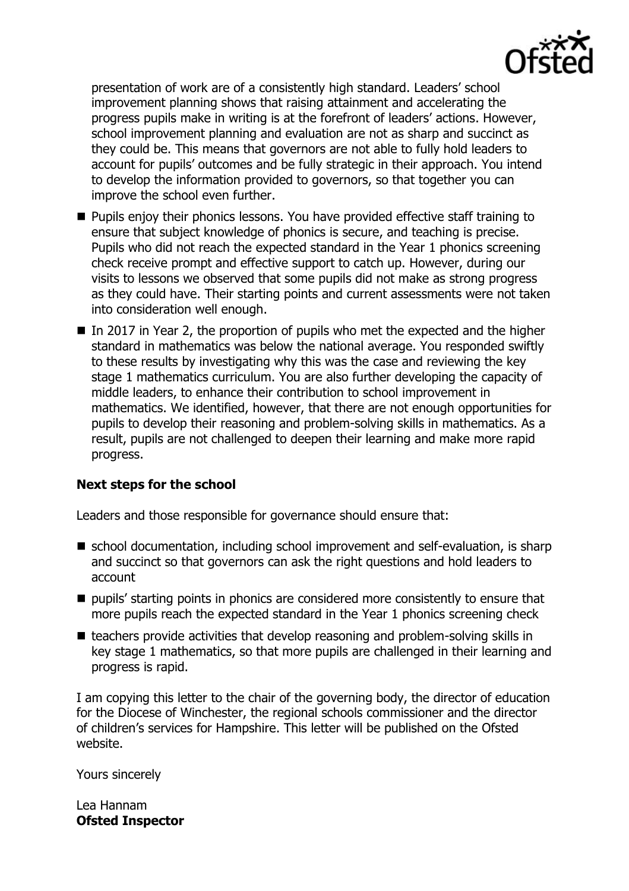presentation of work are of a consistently high standard. Leaders' school improvement planning shows that raising attainment and accelerating the progress pupils make in writing is at the forefront of leaders' actions. However, school improvement planning and evaluation are not as sharp and succinct as they could be. This means that governors are not able to fully hold leaders to account for pupils' outcomes and be fully strategic in their approach. You intend to develop the information provided to governors, so that together you can improve the school even further.

- Pupils enjoy their phonics lessons. You have provided effective staff training to ensure that subject knowledge of phonics is secure, and teaching is precise. Pupils who did not reach the expected standard in the Year 1 phonics screening check receive prompt and effective support to catch up. However, during our visits to lessons we observed that some pupils did not make as strong progress as they could have. Their starting points and current assessments were not taken into consideration well enough.
- In 2017 in Year 2, the proportion of pupils who met the expected and the higher standard in mathematics was below the national average. You responded swiftly to these results by investigating why this was the case and reviewing the key stage 1 mathematics curriculum. You are also further developing the capacity of middle leaders, to enhance their contribution to school improvement in mathematics. We identified, however, that there are not enough opportunities for pupils to develop their reasoning and problem-solving skills in mathematics. As a result, pupils are not challenged to deepen their learning and make more rapid progress.

### Next steps for the school

Leaders and those responsible for governance should ensure that:

- school documentation, including school improvement and self-evaluation, is sharp and succinct so that governors can ask the right questions and hold leaders to account
- pupils' starting points in phonics are considered more consistently to ensure that more pupils reach the expected standard in the Year 1 phonics screening check
- teachers provide activities that develop reasoning and problem-solving skills in key stage 1 mathematics, so that more pupils are challenged in their learning and progress is rapid.

I am copying this letter to the chair of the governing body, the director of education for the Diocese of Winchester, the regional schools commissioner and the director of children's services for Hampshire. This letter will be published on the Ofsted website.

Yours sincerely

Lea Hannam
**Ofsted Inspector**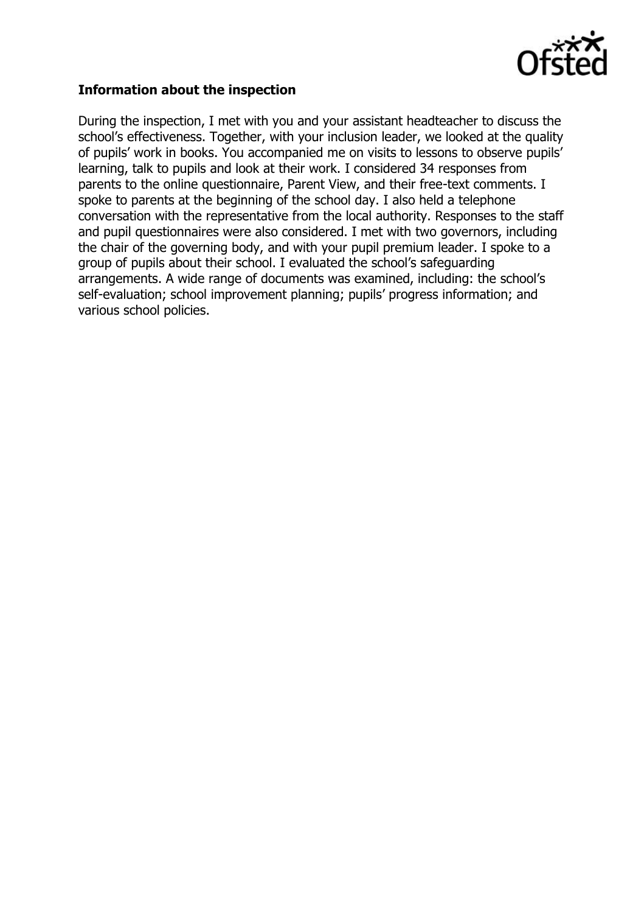**Information about the inspection**

During the inspection, I met with you and your assistant headteacher to discuss the school's effectiveness. Together, with your inclusion leader, we looked at the quality of pupils' work in books. You accompanied me on visits to lessons to observe pupils' learning, talk to pupils and look at their work. I considered 34 responses from parents to the online questionnaire, Parent View, and their free-text comments. I spoke to parents at the beginning of the school day. I also held a telephone conversation with the representative from the local authority. Responses to the staff and pupil questionnaires were also considered. I met with two governors, including the chair of the governing body, and with your pupil premium leader. I spoke to a group of pupils about their school. I evaluated the school's safeguarding arrangements. A wide range of documents was examined, including: the school's self-evaluation; school improvement planning; pupils' progress information; and various school policies.